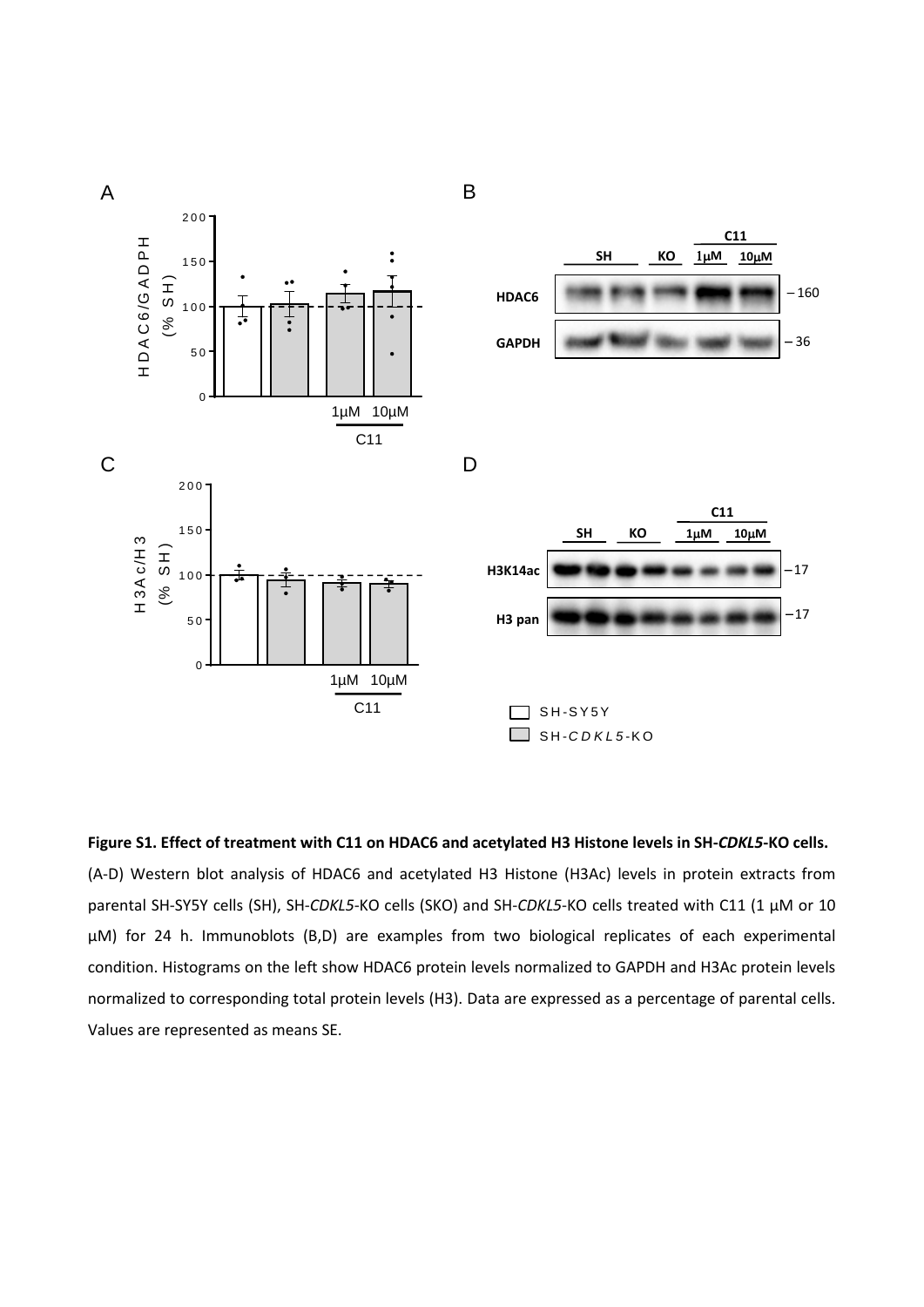**Figure S1. Effect of treatment with C11 on HDAC6 and acetylated H3 Histone levels in SH-*CDKL5*-KO cells.** (A-D) Western blot analysis of HDAC6 and acetylated H3 Histone (H3Ac) levels in protein extracts from parental SH-SY5Y cells (SH), SH-*CDKL5*-KO cells (SKO) and SH-*CDKL5*-KO cells treated with C11 (1 µM or 10 µM) for 24 h. Immunoblots (B,D) are examples from two biological replicates of each experimental condition. Histograms on the left show HDAC6 protein levels normalized to GAPDH and H3Ac protein levels normalized to corresponding total protein levels (H3). Data are expressed as a percentage of parental cells. Values are represented as means SE.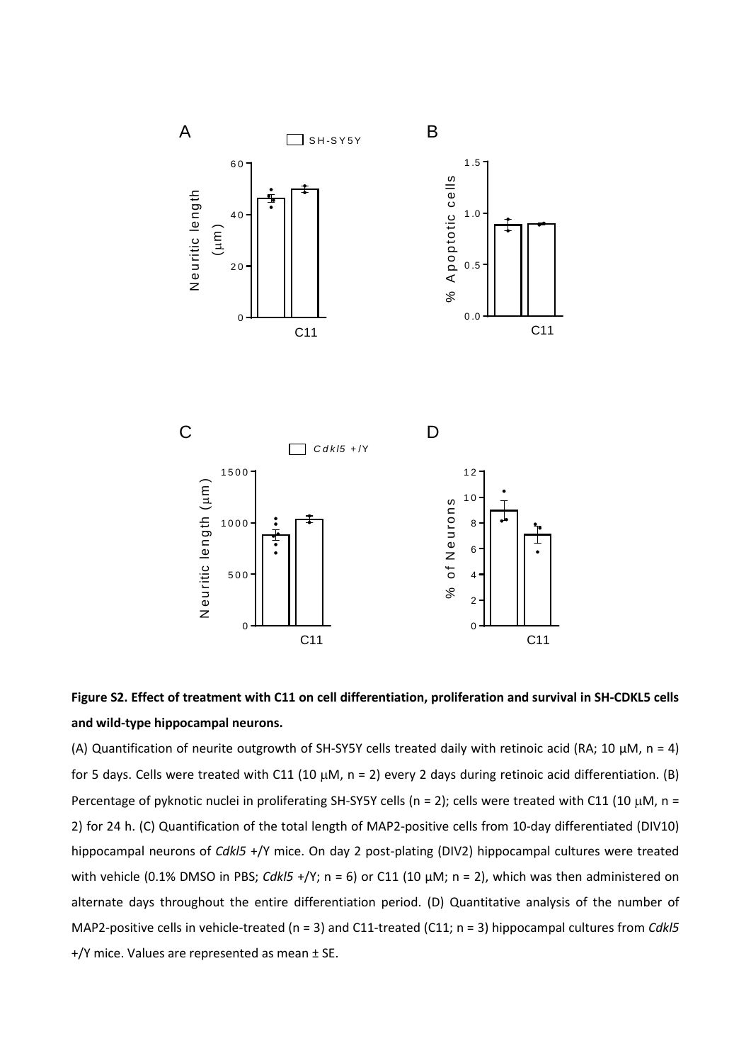**Figure S2. Effect of treatment with C11 on cell differentiation, proliferation and survival in SH-CDKL5 cells and wild-type hippocampal neurons.**

(A) Quantification of neurite outgrowth of SH-SY5Y cells treated daily with retinoic acid (RA; 10 μM, n = 4) for 5 days. Cells were treated with C11 (10 μM, n = 2) every 2 days during retinoic acid differentiation. (B) Percentage of pyknotic nuclei in proliferating SH-SY5Y cells (n = 2); cells were treated with C11 (10 μM, n = 2) for 24 h. (C) Quantification of the total length of MAP2-positive cells from 10-day differentiated (DIV10) hippocampal neurons of *Cdkl5* +/Y mice. On day 2 post-plating (DIV2) hippocampal cultures were treated with vehicle (0.1% DMSO in PBS; *Cdkl5* +/Y; n = 6) or C11 (10 μM; n = 2), which was then administered on alternate days throughout the entire differentiation period. (D) Quantitative analysis of the number of MAP2-positive cells in vehicle-treated (n = 3) and C11-treated (C11; n = 3) hippocampal cultures from *Cdkl5* +/Y mice. Values are represented as mean ± SE.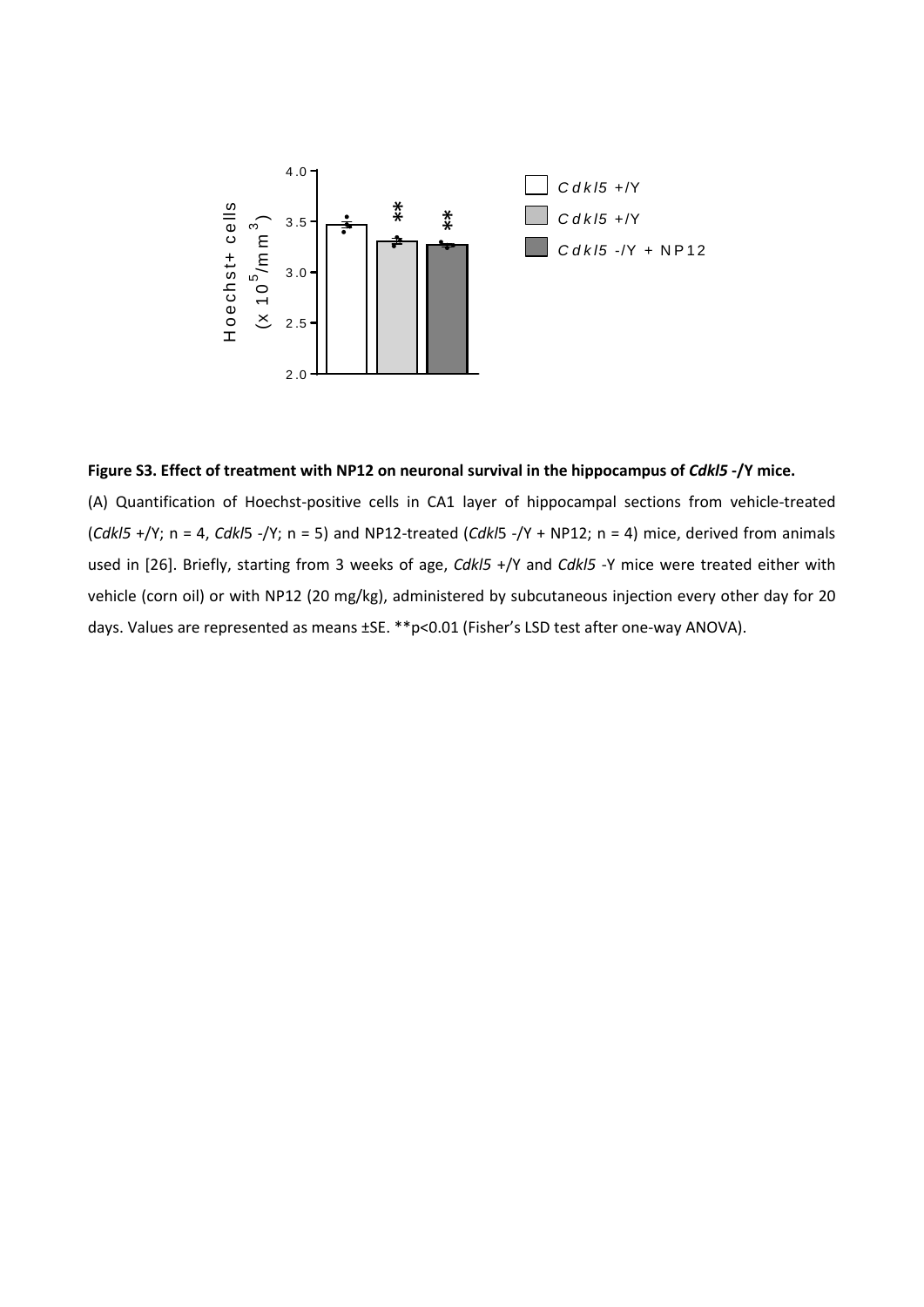**Figure S3. Effect of treatment with NP12 on neuronal survival in the hippocampus of *Cdkl5* -/Y mice.**

(A) Quantification of Hoechst-positive cells in CA1 layer of hippocampal sections from vehicle-treated (*Cdkl5* +/Y; n = 4, *Cdkl*5 -/Y; n = 5) and NP12-treated (*Cdkl*5 -/Y + NP12; n = 4) mice, derived from animals used in [26]. Briefly, starting from 3 weeks of age, *Cdkl5* +/Y and *Cdkl5* -Y mice were treated either with vehicle (corn oil) or with NP12 (20 mg/kg), administered by subcutaneous injection every other day for 20 days. Values are represented as means ±SE. **p<0.01 (Fisher's LSD test after one-way ANOVA).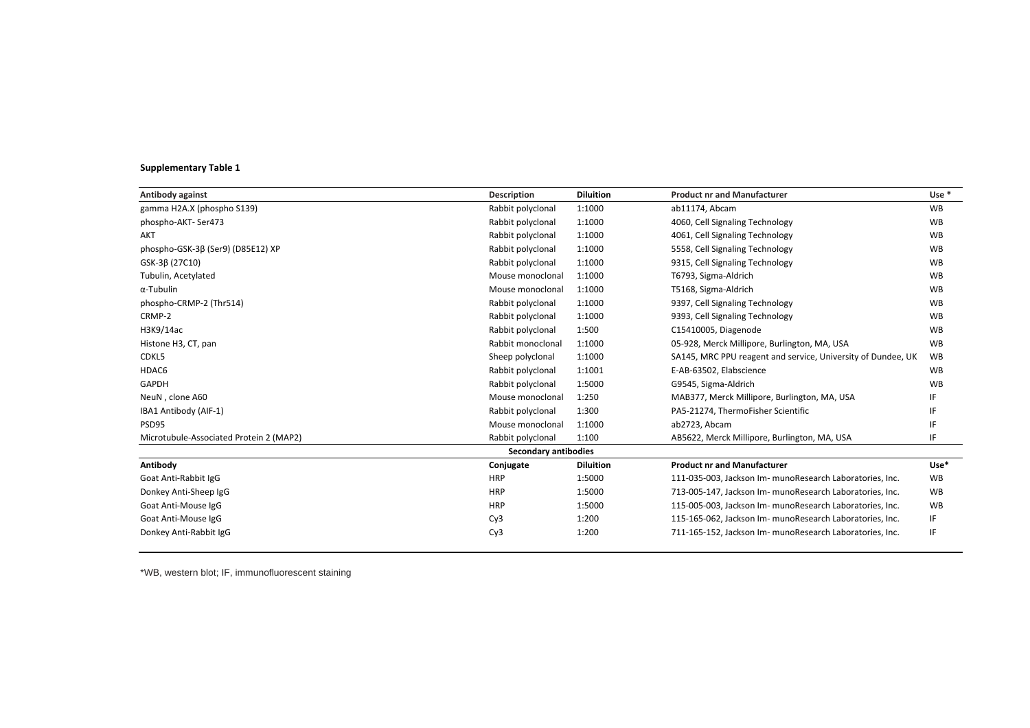**Supplementary Table 1**

| Antibody against | Description | Diluition | Product nr and Manufacturer | Use * |
|---|---|---|---|---|
| gamma H2A.X (phospho S139) | Rabbit polyclonal | 1:1000 | ab11174, Abcam | WB |
| phospho-AKT- Ser473 | Rabbit polyclonal | 1:1000 | 4060, Cell Signaling Technology | WB |
| AKT | Rabbit polyclonal | 1:1000 | 4061, Cell Signaling Technology | WB |
| phospho-GSK-3β (Ser9) (D85E12) XP | Rabbit polyclonal | 1:1000 | 5558, Cell Signaling Technology | WB |
| GSK-3β (27C10) | Rabbit polyclonal | 1:1000 | 9315, Cell Signaling Technology | WB |
| Tubulin, Acetylated | Mouse monoclonal | 1:1000 | T6793, Sigma-Aldrich | WB |
| α-Tubulin | Mouse monoclonal | 1:1000 | T5168, Sigma-Aldrich | WB |
| phospho-CRMP-2 (Thr514) | Rabbit polyclonal | 1:1000 | 9397, Cell Signaling Technology | WB |
| CRMP-2 | Rabbit polyclonal | 1:1000 | 9393, Cell Signaling Technology | WB |
| H3K9/14ac | Rabbit polyclonal | 1:500 | C15410005, Diagenode | WB |
| Histone H3, CT, pan | Rabbit monoclonal | 1:1000 | 05-928, Merck Millipore, Burlington, MA, USA | WB |
| CDKL5 | Sheep polyclonal | 1:1000 | SA145, MRC PPU reagent and service, University of Dundee, UK | WB |
| HDAC6 | Rabbit polyclonal | 1:1001 | E-AB-63502, Elabscience | WB |
| GAPDH | Rabbit polyclonal | 1:5000 | G9545, Sigma-Aldrich | WB |
| NeuN , clone A60 | Mouse monoclonal | 1:250 | MAB377, Merck Millipore, Burlington, MA, USA | IF |
| IBA1 Antibody (AIF-1) | Rabbit polyclonal | 1:300 | PA5-21274, ThermoFisher Scientific | IF |
| PSD95 | Mouse monoclonal | 1:1000 | ab2723, Abcam | IF |
| Microtubule-Associated Protein 2 (MAP2) | Rabbit polyclonal | 1:100 | AB5622, Merck Millipore, Burlington, MA, USA | IF |
| | **Secondary antibodies** | | | |
| **Antibody** | **Conjugate** | **Diluition** | **Product nr and Manufacturer** | **Use*** |
| Goat Anti-Rabbit IgG | HRP | 1:5000 | 111-035-003, Jackson Im- munoResearch Laboratories, Inc. | WB |
| Donkey Anti-Sheep IgG | HRP | 1:5000 | 713-005-147, Jackson Im- munoResearch Laboratories, Inc. | WB |
| Goat Anti-Mouse IgG | HRP | 1:5000 | 115-005-003, Jackson Im- munoResearch Laboratories, Inc. | WB |
| Goat Anti-Mouse IgG | Cy3 | 1:200 | 115-165-062, Jackson Im- munoResearch Laboratories, Inc. | IF |
| Donkey Anti-Rabbit IgG | Cy3 | 1:200 | 711-165-152, Jackson Im- munoResearch Laboratories, Inc. | IF |

*WB, western blot; IF, immunofluorescent staining